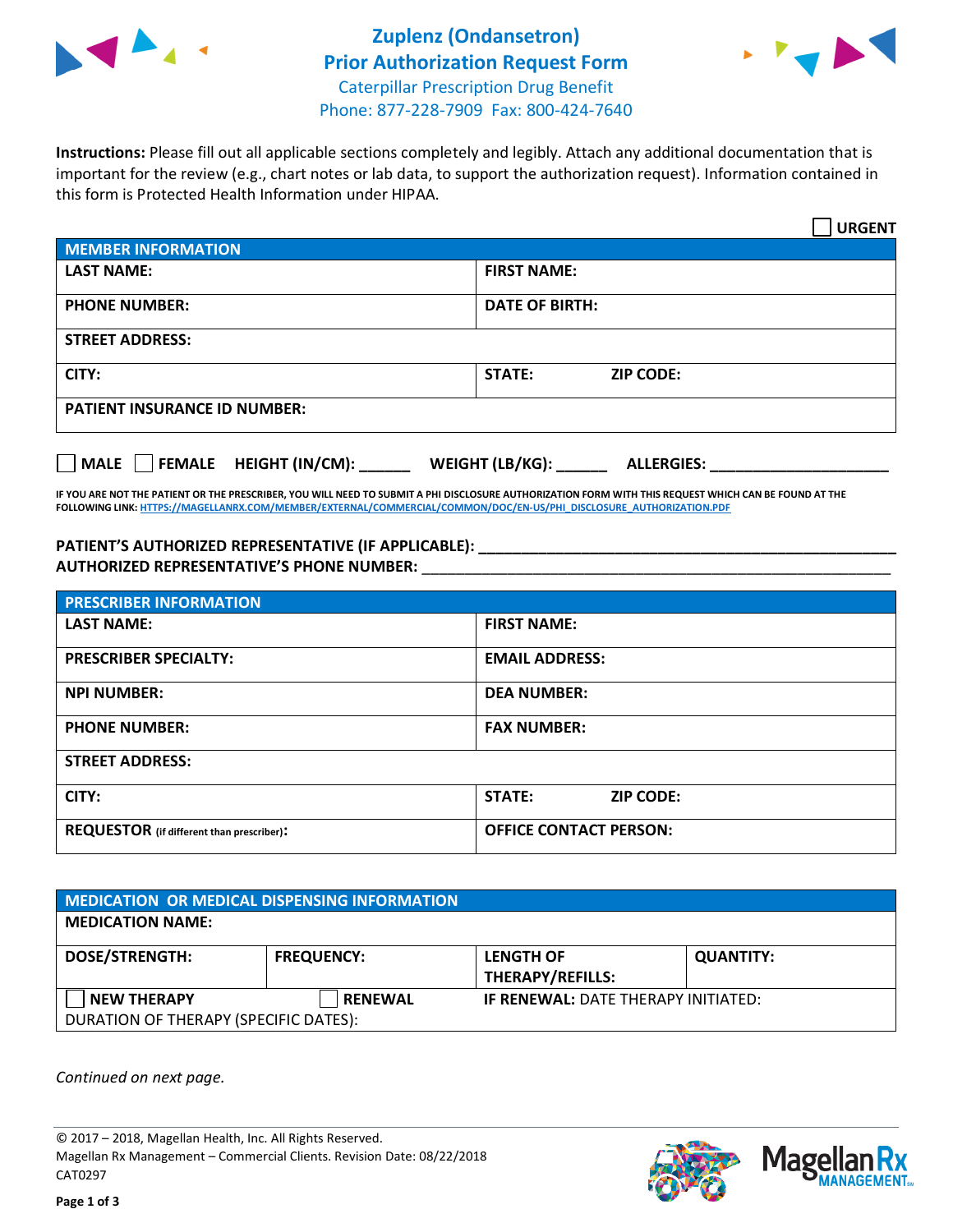# Zuplenz (Ondansetron) Prior Authorization Request Form

Caterpillar Prescription Drug Benefit
Phone: 877-228-7909 Fax: 800-424-7640

**Instructions:** Please fill out all applicable sections completely and legibly. Attach any additional documentation that is important for the review (e.g., chart notes or lab data, to support the authorization request). Information contained in this form is Protected Health Information under HIPAA.

☐ **URGENT**

| MEMBER INFORMATION | |
|---|---|
| **LAST NAME:** | **FIRST NAME:** |
| **PHONE NUMBER:** | **DATE OF BIRTH:** |
| **STREET ADDRESS:** | |
| **CITY:** | **STATE:** **ZIP CODE:** |
| **PATIENT INSURANCE ID NUMBER:** | |

☐ **MALE** ☐ **FEMALE** **HEIGHT (IN/CM):** ______ **WEIGHT (LB/KG):** ______ **ALLERGIES:** ____________________

**IF YOU ARE NOT THE PATIENT OR THE PRESCRIBER, YOU WILL NEED TO SUBMIT A PHI DISCLOSURE AUTHORIZATION FORM WITH THIS REQUEST WHICH CAN BE FOUND AT THE FOLLOWING LINK: HTTPS://MAGELLANRX.COM/MEMBER/EXTERNAL/COMMERCIAL/COMMON/DOC/EN-US/PHI_DISCLOSURE_AUTHORIZATION.PDF**

**PATIENT'S AUTHORIZED REPRESENTATIVE (IF APPLICABLE):** ____________________________________________
**AUTHORIZED REPRESENTATIVE'S PHONE NUMBER:** ____________________________________________

| PRESCRIBER INFORMATION | |
|---|---|
| **LAST NAME:** | **FIRST NAME:** |
| **PRESCRIBER SPECIALTY:** | **EMAIL ADDRESS:** |
| **NPI NUMBER:** | **DEA NUMBER:** |
| **PHONE NUMBER:** | **FAX NUMBER:** |
| **STREET ADDRESS:** | |
| **CITY:** | **STATE:** **ZIP CODE:** |
| **REQUESTOR** (if different than prescriber)**:** | **OFFICE CONTACT PERSON:** |

| MEDICATION OR MEDICAL DISPENSING INFORMATION | | | |
|---|---|---|---|
| **MEDICATION NAME:** | | | |
| **DOSE/STRENGTH:** | **FREQUENCY:** | **LENGTH OF THERAPY/REFILLS:** | **QUANTITY:** |
| ☐ **NEW THERAPY** | ☐ **RENEWAL** | **IF RENEWAL:** DATE THERAPY INITIATED: | |
| DURATION OF THERAPY (SPECIFIC DATES): | | | |

*Continued on next page.*

© 2017 – 2018, Magellan Health, Inc. All Rights Reserved.
Magellan Rx Management – Commercial Clients. Revision Date: 08/22/2018
CAT0297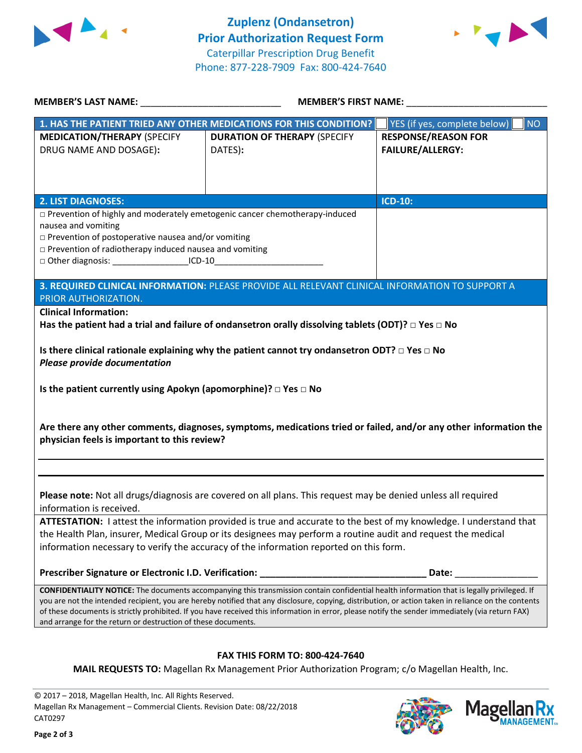# Zuplenz (Ondansetron) Prior Authorization Request Form

Caterpillar Prescription Drug Benefit
Phone: 877-228-7909 Fax: 800-424-7640

**MEMBER'S LAST NAME:** ___________________________ **MEMBER'S FIRST NAME:** ___________________________

| **1. HAS THE PATIENT TRIED ANY OTHER MEDICATIONS FOR THIS CONDITION?** | | ☐ YES (if yes, complete below) ☐ NO |
|---|---|---|
| **MEDICATION/THERAPY** (SPECIFY DRUG NAME AND DOSAGE): | **DURATION OF THERAPY** (SPECIFY DATES): | **RESPONSE/REASON FOR FAILURE/ALLERGY:** |
| | | |

| **2. LIST DIAGNOSES:** | **ICD-10:** |
|---|---|
| □ Prevention of highly and moderately emetogenic cancer chemotherapy-induced nausea and vomiting<br>□ Prevention of postoperative nausea and/or vomiting<br>□ Prevention of radiotherapy induced nausea and vomiting<br>□ Other diagnosis: ________________ICD-10________________________ | |

**3. REQUIRED CLINICAL INFORMATION:** PLEASE PROVIDE ALL RELEVANT CLINICAL INFORMATION TO SUPPORT A PRIOR AUTHORIZATION.

**Clinical Information:**

**Has the patient had a trial and failure of ondansetron orally dissolving tablets (ODT)? □ Yes □ No**

**Is there clinical rationale explaining why the patient cannot try ondansetron ODT? □ Yes □ No**
***Please provide documentation***

**Is the patient currently using Apokyn (apomorphine)? □ Yes □ No**

**Are there any other comments, diagnoses, symptoms, medications tried or failed, and/or any other information the physician feels is important to this review?**

_______________________________________________________________________________

_______________________________________________________________________________

**Please note:** Not all drugs/diagnosis are covered on all plans. This request may be denied unless all required information is received.

**ATTESTATION:** I attest the information provided is true and accurate to the best of my knowledge. I understand that the Health Plan, insurer, Medical Group or its designees may perform a routine audit and request the medical information necessary to verify the accuracy of the information reported on this form.

**Prescriber Signature or Electronic I.D. Verification:** _________________________________ **Date:** ________________

**CONFIDENTIALITY NOTICE:** The documents accompanying this transmission contain confidential health information that is legally privileged. If you are not the intended recipient, you are hereby notified that any disclosure, copying, distribution, or action taken in reliance on the contents of these documents is strictly prohibited. If you have received this information in error, please notify the sender immediately (via return FAX) and arrange for the return or destruction of these documents.

**FAX THIS FORM TO: 800-424-7640**

**MAIL REQUESTS TO:** Magellan Rx Management Prior Authorization Program; c/o Magellan Health, Inc.

© 2017 – 2018, Magellan Health, Inc. All Rights Reserved.
Magellan Rx Management – Commercial Clients. Revision Date: 08/22/2018
CAT0297